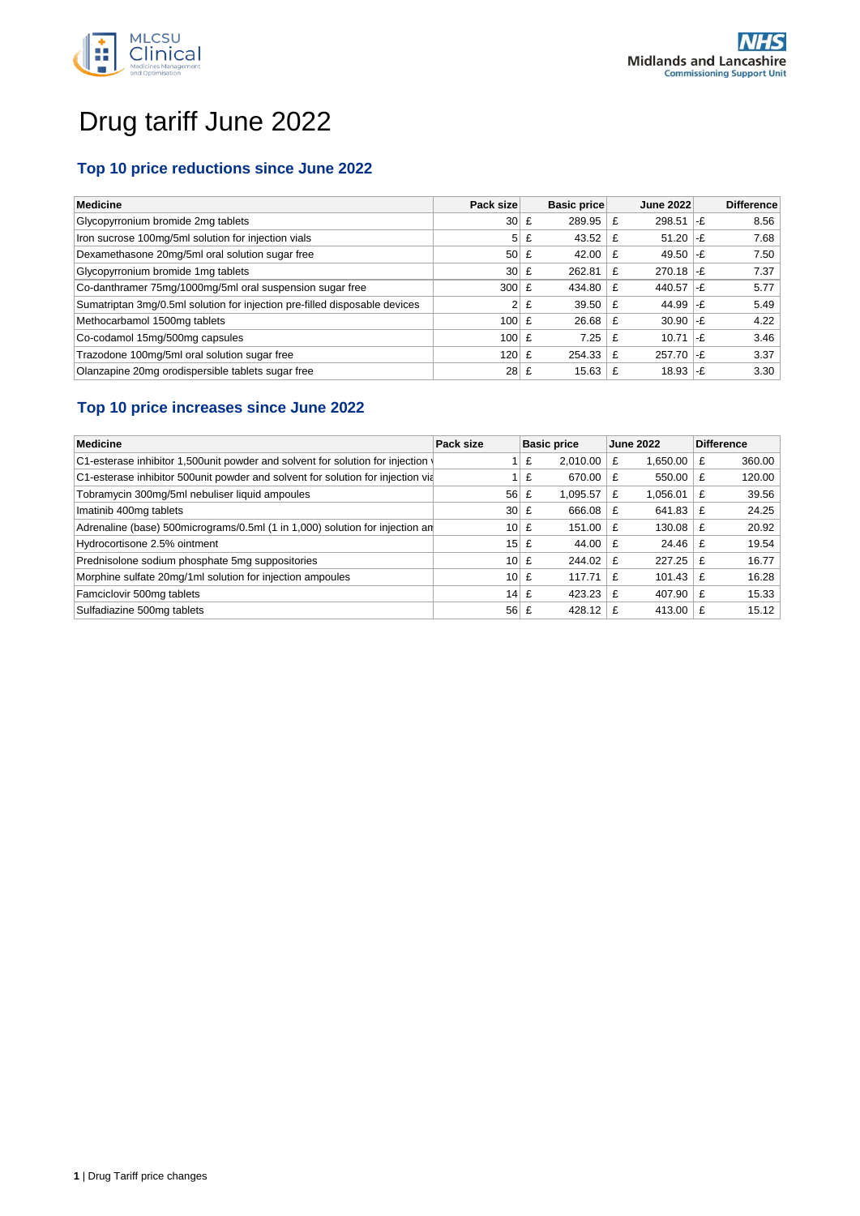# Drug tariff June 2022

## Top 10 price reductions since June 2022

| Medicine | Pack size | Basic price | June 2022 | Difference |
|---|---|---|---|---|
| Glycopyrronium bromide 2mg tablets | 30 | £ 289.95 | £ 298.51 | -£ 8.56 |
| Iron sucrose 100mg/5ml solution for injection vials | 5 | £ 43.52 | £ 51.20 | -£ 7.68 |
| Dexamethasone 20mg/5ml oral solution sugar free | 50 | £ 42.00 | £ 49.50 | -£ 7.50 |
| Glycopyrronium bromide 1mg tablets | 30 | £ 262.81 | £ 270.18 | -£ 7.37 |
| Co-danthramer 75mg/1000mg/5ml oral suspension sugar free | 300 | £ 434.80 | £ 440.57 | -£ 5.77 |
| Sumatriptan 3mg/0.5ml solution for injection pre-filled disposable devices | 2 | £ 39.50 | £ 44.99 | -£ 5.49 |
| Methocarbamol 1500mg tablets | 100 | £ 26.68 | £ 30.90 | -£ 4.22 |
| Co-codamol 15mg/500mg capsules | 100 | £ 7.25 | £ 10.71 | -£ 3.46 |
| Trazodone 100mg/5ml oral solution sugar free | 120 | £ 254.33 | £ 257.70 | -£ 3.37 |
| Olanzapine 20mg orodispersible tablets sugar free | 28 | £ 15.63 | £ 18.93 | -£ 3.30 |

## Top 10 price increases since June 2022

| Medicine | Pack size | Basic price | June 2022 | Difference |
|---|---|---|---|---|
| C1-esterase inhibitor 1,500unit powder and solvent for solution for injection | 1 | £ 2,010.00 | £ 1,650.00 | £ 360.00 |
| C1-esterase inhibitor 500unit powder and solvent for solution for injection via | 1 | £ 670.00 | £ 550.00 | £ 120.00 |
| Tobramycin 300mg/5ml nebuliser liquid ampoules | 56 | £ 1,095.57 | £ 1,056.01 | £ 39.56 |
| Imatinib 400mg tablets | 30 | £ 666.08 | £ 641.83 | £ 24.25 |
| Adrenaline (base) 500micrograms/0.5ml (1 in 1,000) solution for injection an | 10 | £ 151.00 | £ 130.08 | £ 20.92 |
| Hydrocortisone 2.5% ointment | 15 | £ 44.00 | £ 24.46 | £ 19.54 |
| Prednisolone sodium phosphate 5mg suppositories | 10 | £ 244.02 | £ 227.25 | £ 16.77 |
| Morphine sulfate 20mg/1ml solution for injection ampoules | 10 | £ 117.71 | £ 101.43 | £ 16.28 |
| Famciclovir 500mg tablets | 14 | £ 423.23 | £ 407.90 | £ 15.33 |
| Sulfadiazine 500mg tablets | 56 | £ 428.12 | £ 413.00 | £ 15.12 |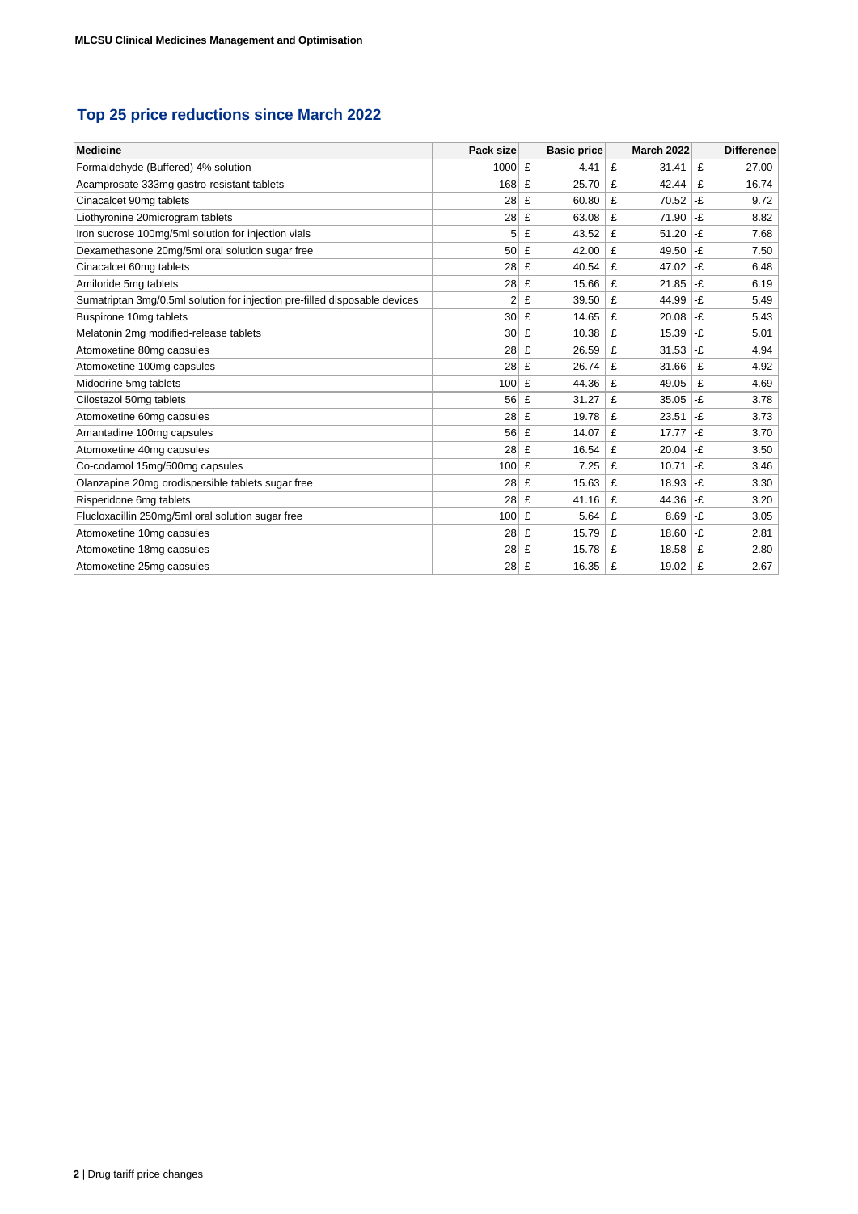## Top 25 price reductions since March 2022

| Medicine | Pack size | Basic price | March 2022 | Difference |
|---|---|---|---|---|
| Formaldehyde (Buffered) 4% solution | 1000 | £ 4.41 | £ 31.41 | -£ 27.00 |
| Acamprosate 333mg gastro-resistant tablets | 168 | £ 25.70 | £ 42.44 | -£ 16.74 |
| Cinacalcet 90mg tablets | 28 | £ 60.80 | £ 70.52 | -£ 9.72 |
| Liothyronine 20microgram tablets | 28 | £ 63.08 | £ 71.90 | -£ 8.82 |
| Iron sucrose 100mg/5ml solution for injection vials | 5 | £ 43.52 | £ 51.20 | -£ 7.68 |
| Dexamethasone 20mg/5ml oral solution sugar free | 50 | £ 42.00 | £ 49.50 | -£ 7.50 |
| Cinacalcet 60mg tablets | 28 | £ 40.54 | £ 47.02 | -£ 6.48 |
| Amiloride 5mg tablets | 28 | £ 15.66 | £ 21.85 | -£ 6.19 |
| Sumatriptan 3mg/0.5ml solution for injection pre-filled disposable devices | 2 | £ 39.50 | £ 44.99 | -£ 5.49 |
| Buspirone 10mg tablets | 30 | £ 14.65 | £ 20.08 | -£ 5.43 |
| Melatonin 2mg modified-release tablets | 30 | £ 10.38 | £ 15.39 | -£ 5.01 |
| Atomoxetine 80mg capsules | 28 | £ 26.59 | £ 31.53 | -£ 4.94 |
| Atomoxetine 100mg capsules | 28 | £ 26.74 | £ 31.66 | -£ 4.92 |
| Midodrine 5mg tablets | 100 | £ 44.36 | £ 49.05 | -£ 4.69 |
| Cilostazol 50mg tablets | 56 | £ 31.27 | £ 35.05 | -£ 3.78 |
| Atomoxetine 60mg capsules | 28 | £ 19.78 | £ 23.51 | -£ 3.73 |
| Amantadine 100mg capsules | 56 | £ 14.07 | £ 17.77 | -£ 3.70 |
| Atomoxetine 40mg capsules | 28 | £ 16.54 | £ 20.04 | -£ 3.50 |
| Co-codamol 15mg/500mg capsules | 100 | £ 7.25 | £ 10.71 | -£ 3.46 |
| Olanzapine 20mg orodispersible tablets sugar free | 28 | £ 15.63 | £ 18.93 | -£ 3.30 |
| Risperidone 6mg tablets | 28 | £ 41.16 | £ 44.36 | -£ 3.20 |
| Flucloxacillin 250mg/5ml oral solution sugar free | 100 | £ 5.64 | £ 8.69 | -£ 3.05 |
| Atomoxetine 10mg capsules | 28 | £ 15.79 | £ 18.60 | -£ 2.81 |
| Atomoxetine 18mg capsules | 28 | £ 15.78 | £ 18.58 | -£ 2.80 |
| Atomoxetine 25mg capsules | 28 | £ 16.35 | £ 19.02 | -£ 2.67 |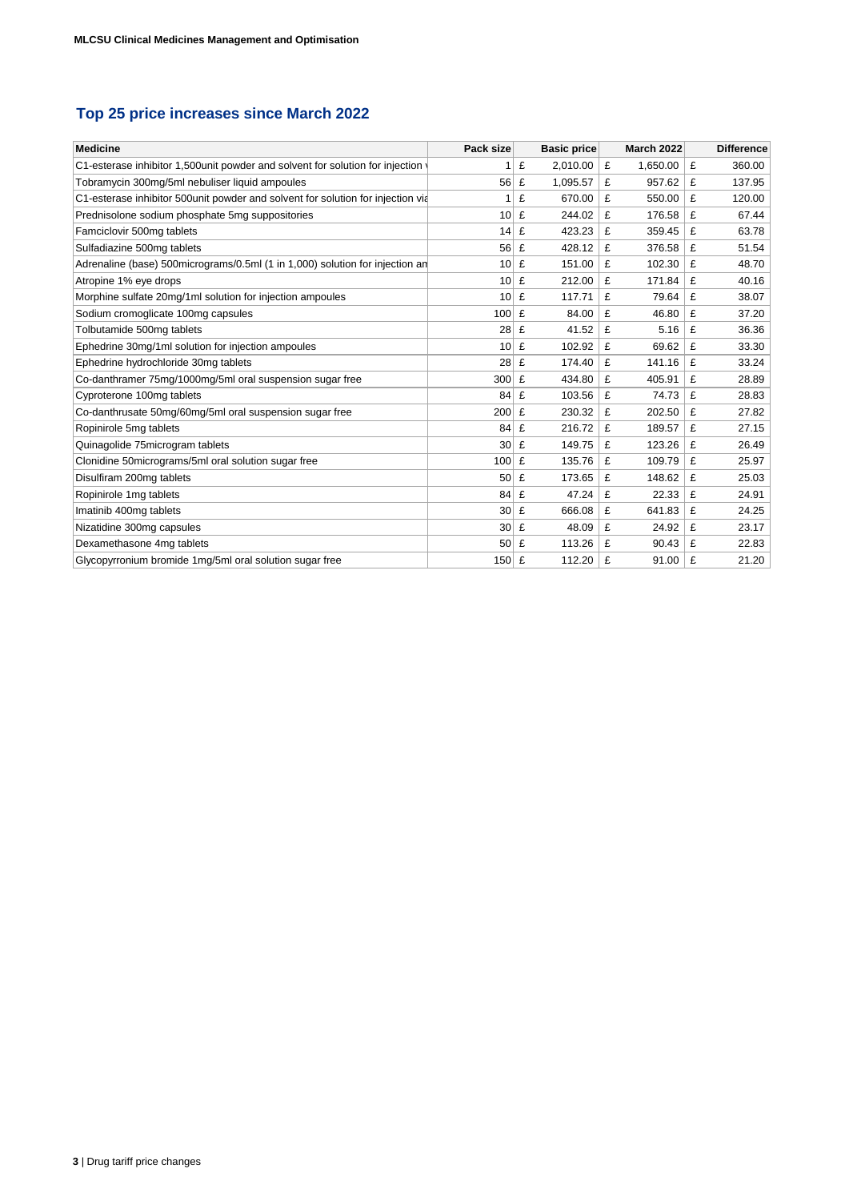## Top 25 price increases since March 2022

| Medicine | Pack size | Basic price | March 2022 | Difference |
|---|---|---|---|---|
| C1-esterase inhibitor 1,500unit powder and solvent for solution for injection v | 1 | £ 2,010.00 | £ 1,650.00 | £ 360.00 |
| Tobramycin 300mg/5ml nebuliser liquid ampoules | 56 | £ 1,095.57 | £ 957.62 | £ 137.95 |
| C1-esterase inhibitor 500unit powder and solvent for solution for injection via | 1 | £ 670.00 | £ 550.00 | £ 120.00 |
| Prednisolone sodium phosphate 5mg suppositories | 10 | £ 244.02 | £ 176.58 | £ 67.44 |
| Famciclovir 500mg tablets | 14 | £ 423.23 | £ 359.45 | £ 63.78 |
| Sulfadiazine 500mg tablets | 56 | £ 428.12 | £ 376.58 | £ 51.54 |
| Adrenaline (base) 500micrograms/0.5ml (1 in 1,000) solution for injection an | 10 | £ 151.00 | £ 102.30 | £ 48.70 |
| Atropine 1% eye drops | 10 | £ 212.00 | £ 171.84 | £ 40.16 |
| Morphine sulfate 20mg/1ml solution for injection ampoules | 10 | £ 117.71 | £ 79.64 | £ 38.07 |
| Sodium cromoglicate 100mg capsules | 100 | £ 84.00 | £ 46.80 | £ 37.20 |
| Tolbutamide 500mg tablets | 28 | £ 41.52 | £ 5.16 | £ 36.36 |
| Ephedrine 30mg/1ml solution for injection ampoules | 10 | £ 102.92 | £ 69.62 | £ 33.30 |
| Ephedrine hydrochloride 30mg tablets | 28 | £ 174.40 | £ 141.16 | £ 33.24 |
| Co-danthramer 75mg/1000mg/5ml oral suspension sugar free | 300 | £ 434.80 | £ 405.91 | £ 28.89 |
| Cyproterone 100mg tablets | 84 | £ 103.56 | £ 74.73 | £ 28.83 |
| Co-danthrusate 50mg/60mg/5ml oral suspension sugar free | 200 | £ 230.32 | £ 202.50 | £ 27.82 |
| Ropinirole 5mg tablets | 84 | £ 216.72 | £ 189.57 | £ 27.15 |
| Quinagolide 75microgram tablets | 30 | £ 149.75 | £ 123.26 | £ 26.49 |
| Clonidine 50micrograms/5ml oral solution sugar free | 100 | £ 135.76 | £ 109.79 | £ 25.97 |
| Disulfiram 200mg tablets | 50 | £ 173.65 | £ 148.62 | £ 25.03 |
| Ropinirole 1mg tablets | 84 | £ 47.24 | £ 22.33 | £ 24.91 |
| Imatinib 400mg tablets | 30 | £ 666.08 | £ 641.83 | £ 24.25 |
| Nizatidine 300mg capsules | 30 | £ 48.09 | £ 24.92 | £ 23.17 |
| Dexamethasone 4mg tablets | 50 | £ 113.26 | £ 90.43 | £ 22.83 |
| Glycopyrronium bromide 1mg/5ml oral solution sugar free | 150 | £ 112.20 | £ 91.00 | £ 21.20 |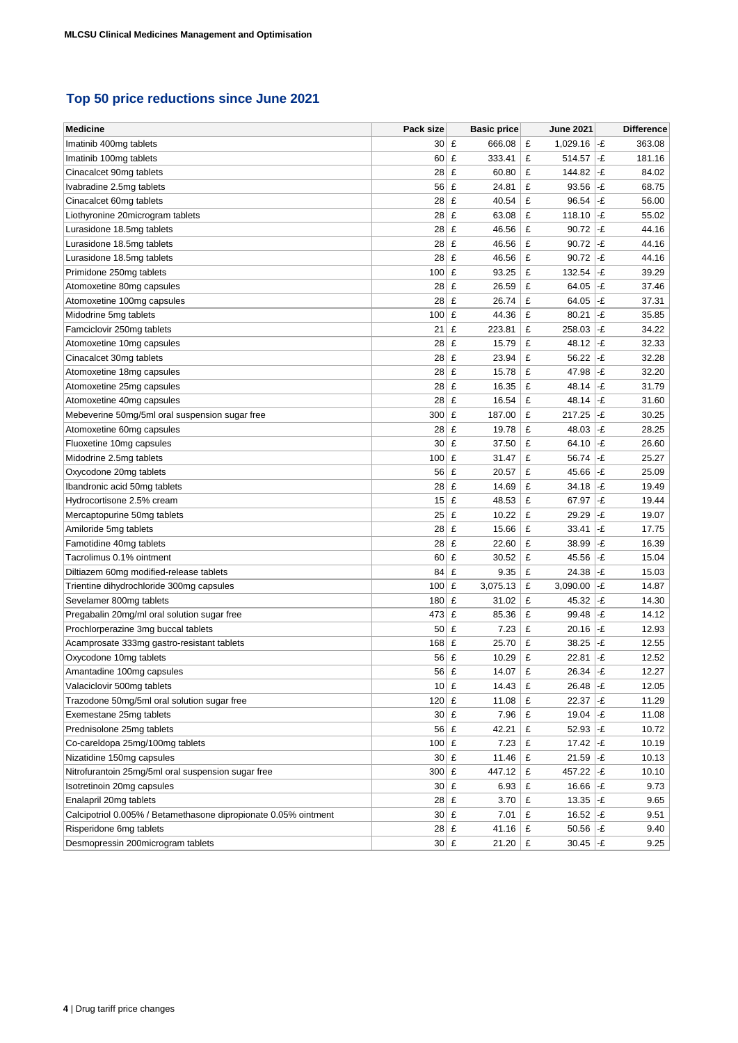## Top 50 price reductions since June 2021

| Medicine | Pack size | Basic price | June 2021 | Difference |
|---|---|---|---|---|
| Imatinib 400mg tablets | 30 | £ 666.08 | £ 1,029.16 | -£ 363.08 |
| Imatinib 100mg tablets | 60 | £ 333.41 | £ 514.57 | -£ 181.16 |
| Cinacalcet 90mg tablets | 28 | £ 60.80 | £ 144.82 | -£ 84.02 |
| Ivabradine 2.5mg tablets | 56 | £ 24.81 | £ 93.56 | -£ 68.75 |
| Cinacalcet 60mg tablets | 28 | £ 40.54 | £ 96.54 | -£ 56.00 |
| Liothyronine 20microgram tablets | 28 | £ 63.08 | £ 118.10 | -£ 55.02 |
| Lurasidone 18.5mg tablets | 28 | £ 46.56 | £ 90.72 | -£ 44.16 |
| Lurasidone 18.5mg tablets | 28 | £ 46.56 | £ 90.72 | -£ 44.16 |
| Lurasidone 18.5mg tablets | 28 | £ 46.56 | £ 90.72 | -£ 44.16 |
| Primidone 250mg tablets | 100 | £ 93.25 | £ 132.54 | -£ 39.29 |
| Atomoxetine 80mg capsules | 28 | £ 26.59 | £ 64.05 | -£ 37.46 |
| Atomoxetine 100mg capsules | 28 | £ 26.74 | £ 64.05 | -£ 37.31 |
| Midodrine 5mg tablets | 100 | £ 44.36 | £ 80.21 | -£ 35.85 |
| Famciclovir 250mg tablets | 21 | £ 223.81 | £ 258.03 | -£ 34.22 |
| Atomoxetine 10mg capsules | 28 | £ 15.79 | £ 48.12 | -£ 32.33 |
| Cinacalcet 30mg tablets | 28 | £ 23.94 | £ 56.22 | -£ 32.28 |
| Atomoxetine 18mg capsules | 28 | £ 15.78 | £ 47.98 | -£ 32.20 |
| Atomoxetine 25mg capsules | 28 | £ 16.35 | £ 48.14 | -£ 31.79 |
| Atomoxetine 40mg capsules | 28 | £ 16.54 | £ 48.14 | -£ 31.60 |
| Mebeverine 50mg/5ml oral suspension sugar free | 300 | £ 187.00 | £ 217.25 | -£ 30.25 |
| Atomoxetine 60mg capsules | 28 | £ 19.78 | £ 48.03 | -£ 28.25 |
| Fluoxetine 10mg capsules | 30 | £ 37.50 | £ 64.10 | -£ 26.60 |
| Midodrine 2.5mg tablets | 100 | £ 31.47 | £ 56.74 | -£ 25.27 |
| Oxycodone 20mg tablets | 56 | £ 20.57 | £ 45.66 | -£ 25.09 |
| Ibandronic acid 50mg tablets | 28 | £ 14.69 | £ 34.18 | -£ 19.49 |
| Hydrocortisone 2.5% cream | 15 | £ 48.53 | £ 67.97 | -£ 19.44 |
| Mercaptopurine 50mg tablets | 25 | £ 10.22 | £ 29.29 | -£ 19.07 |
| Amiloride 5mg tablets | 28 | £ 15.66 | £ 33.41 | -£ 17.75 |
| Famotidine 40mg tablets | 28 | £ 22.60 | £ 38.99 | -£ 16.39 |
| Tacrolimus 0.1% ointment | 60 | £ 30.52 | £ 45.56 | -£ 15.04 |
| Diltiazem 60mg modified-release tablets | 84 | £ 9.35 | £ 24.38 | -£ 15.03 |
| Trientine dihydrochloride 300mg capsules | 100 | £ 3,075.13 | £ 3,090.00 | -£ 14.87 |
| Sevelamer 800mg tablets | 180 | £ 31.02 | £ 45.32 | -£ 14.30 |
| Pregabalin 20mg/ml oral solution sugar free | 473 | £ 85.36 | £ 99.48 | -£ 14.12 |
| Prochlorperazine 3mg buccal tablets | 50 | £ 7.23 | £ 20.16 | -£ 12.93 |
| Acamprosate 333mg gastro-resistant tablets | 168 | £ 25.70 | £ 38.25 | -£ 12.55 |
| Oxycodone 10mg tablets | 56 | £ 10.29 | £ 22.81 | -£ 12.52 |
| Amantadine 100mg capsules | 56 | £ 14.07 | £ 26.34 | -£ 12.27 |
| Valaciclovir 500mg tablets | 10 | £ 14.43 | £ 26.48 | -£ 12.05 |
| Trazodone 50mg/5ml oral solution sugar free | 120 | £ 11.08 | £ 22.37 | -£ 11.29 |
| Exemestane 25mg tablets | 30 | £ 7.96 | £ 19.04 | -£ 11.08 |
| Prednisolone 25mg tablets | 56 | £ 42.21 | £ 52.93 | -£ 10.72 |
| Co-careldopa 25mg/100mg tablets | 100 | £ 7.23 | £ 17.42 | -£ 10.19 |
| Nizatidine 150mg capsules | 30 | £ 11.46 | £ 21.59 | -£ 10.13 |
| Nitrofurantoin 25mg/5ml oral suspension sugar free | 300 | £ 447.12 | £ 457.22 | -£ 10.10 |
| Isotretinoin 20mg capsules | 30 | £ 6.93 | £ 16.66 | -£ 9.73 |
| Enalapril 20mg tablets | 28 | £ 3.70 | £ 13.35 | -£ 9.65 |
| Calcipotriol 0.005% / Betamethasone dipropionate 0.05% ointment | 30 | £ 7.01 | £ 16.52 | -£ 9.51 |
| Risperidone 6mg tablets | 28 | £ 41.16 | £ 50.56 | -£ 9.40 |
| Desmopressin 200microgram tablets | 30 | £ 21.20 | £ 30.45 | -£ 9.25 |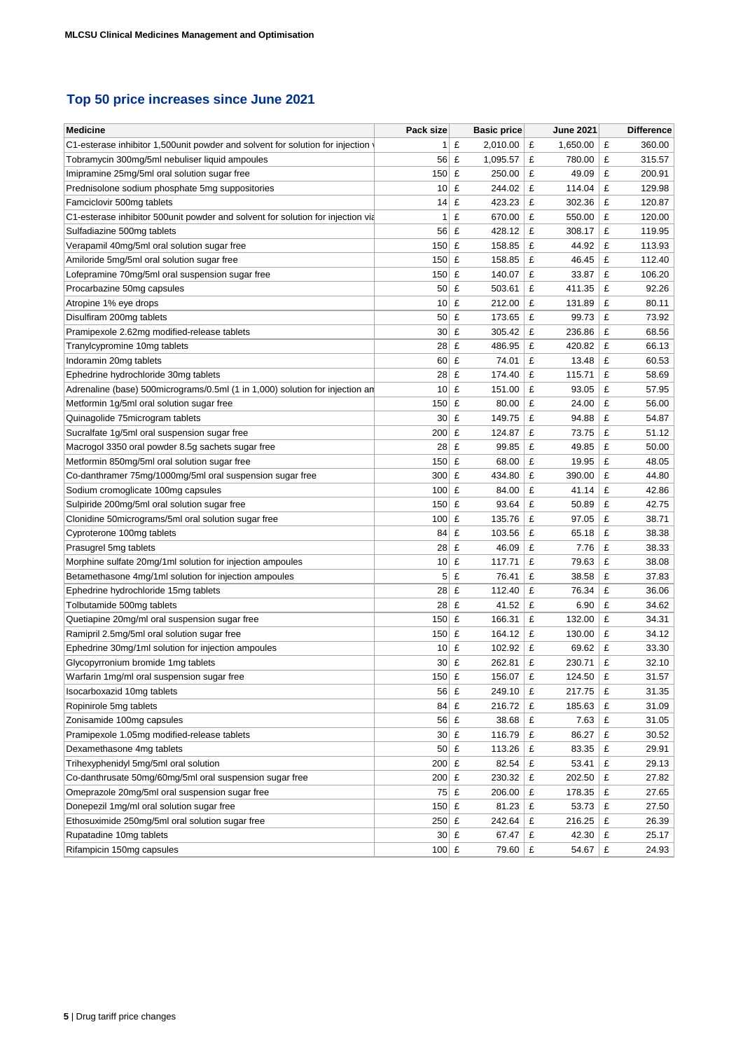## Top 50 price increases since June 2021

| Medicine | Pack size | Basic price | June 2021 | Difference |
|---|---|---|---|---|
| C1-esterase inhibitor 1,500unit powder and solvent for solution for injection v | 1 | £ 2,010.00 | £ 1,650.00 | £ 360.00 |
| Tobramycin 300mg/5ml nebuliser liquid ampoules | 56 | £ 1,095.57 | £ 780.00 | £ 315.57 |
| Imipramine 25mg/5ml oral solution sugar free | 150 | £ 250.00 | £ 49.09 | £ 200.91 |
| Prednisolone sodium phosphate 5mg suppositories | 10 | £ 244.02 | £ 114.04 | £ 129.98 |
| Famciclovir 500mg tablets | 14 | £ 423.23 | £ 302.36 | £ 120.87 |
| C1-esterase inhibitor 500unit powder and solvent for solution for injection via | 1 | £ 670.00 | £ 550.00 | £ 120.00 |
| Sulfadiazine 500mg tablets | 56 | £ 428.12 | £ 308.17 | £ 119.95 |
| Verapamil 40mg/5ml oral solution sugar free | 150 | £ 158.85 | £ 44.92 | £ 113.93 |
| Amiloride 5mg/5ml oral solution sugar free | 150 | £ 158.85 | £ 46.45 | £ 112.40 |
| Lofepramine 70mg/5ml oral suspension sugar free | 150 | £ 140.07 | £ 33.87 | £ 106.20 |
| Procarbazine 50mg capsules | 50 | £ 503.61 | £ 411.35 | £ 92.26 |
| Atropine 1% eye drops | 10 | £ 212.00 | £ 131.89 | £ 80.11 |
| Disulfiram 200mg tablets | 50 | £ 173.65 | £ 99.73 | £ 73.92 |
| Pramipexole 2.62mg modified-release tablets | 30 | £ 305.42 | £ 236.86 | £ 68.56 |
| Tranylcypromine 10mg tablets | 28 | £ 486.95 | £ 420.82 | £ 66.13 |
| Indoramin 20mg tablets | 60 | £ 74.01 | £ 13.48 | £ 60.53 |
| Ephedrine hydrochloride 30mg tablets | 28 | £ 174.40 | £ 115.71 | £ 58.69 |
| Adrenaline (base) 500micrograms/0.5ml (1 in 1,000) solution for injection an | 10 | £ 151.00 | £ 93.05 | £ 57.95 |
| Metformin 1g/5ml oral solution sugar free | 150 | £ 80.00 | £ 24.00 | £ 56.00 |
| Quinagolide 75microgram tablets | 30 | £ 149.75 | £ 94.88 | £ 54.87 |
| Sucralfate 1g/5ml oral suspension sugar free | 200 | £ 124.87 | £ 73.75 | £ 51.12 |
| Macrogol 3350 oral powder 8.5g sachets sugar free | 28 | £ 99.85 | £ 49.85 | £ 50.00 |
| Metformin 850mg/5ml oral solution sugar free | 150 | £ 68.00 | £ 19.95 | £ 48.05 |
| Co-danthramer 75mg/1000mg/5ml oral suspension sugar free | 300 | £ 434.80 | £ 390.00 | £ 44.80 |
| Sodium cromoglicate 100mg capsules | 100 | £ 84.00 | £ 41.14 | £ 42.86 |
| Sulpiride 200mg/5ml oral solution sugar free | 150 | £ 93.64 | £ 50.89 | £ 42.75 |
| Clonidine 50micrograms/5ml oral solution sugar free | 100 | £ 135.76 | £ 97.05 | £ 38.71 |
| Cyproterone 100mg tablets | 84 | £ 103.56 | £ 65.18 | £ 38.38 |
| Prasugrel 5mg tablets | 28 | £ 46.09 | £ 7.76 | £ 38.33 |
| Morphine sulfate 20mg/1ml solution for injection ampoules | 10 | £ 117.71 | £ 79.63 | £ 38.08 |
| Betamethasone 4mg/1ml solution for injection ampoules | 5 | £ 76.41 | £ 38.58 | £ 37.83 |
| Ephedrine hydrochloride 15mg tablets | 28 | £ 112.40 | £ 76.34 | £ 36.06 |
| Tolbutamide 500mg tablets | 28 | £ 41.52 | £ 6.90 | £ 34.62 |
| Quetiapine 20mg/ml oral suspension sugar free | 150 | £ 166.31 | £ 132.00 | £ 34.31 |
| Ramipril 2.5mg/5ml oral solution sugar free | 150 | £ 164.12 | £ 130.00 | £ 34.12 |
| Ephedrine 30mg/1ml solution for injection ampoules | 10 | £ 102.92 | £ 69.62 | £ 33.30 |
| Glycopyrronium bromide 1mg tablets | 30 | £ 262.81 | £ 230.71 | £ 32.10 |
| Warfarin 1mg/ml oral suspension sugar free | 150 | £ 156.07 | £ 124.50 | £ 31.57 |
| Isocarboxazid 10mg tablets | 56 | £ 249.10 | £ 217.75 | £ 31.35 |
| Ropinirole 5mg tablets | 84 | £ 216.72 | £ 185.63 | £ 31.09 |
| Zonisamide 100mg capsules | 56 | £ 38.68 | £ 7.63 | £ 31.05 |
| Pramipexole 1.05mg modified-release tablets | 30 | £ 116.79 | £ 86.27 | £ 30.52 |
| Dexamethasone 4mg tablets | 50 | £ 113.26 | £ 83.35 | £ 29.91 |
| Trihexyphenidyl 5mg/5ml oral solution | 200 | £ 82.54 | £ 53.41 | £ 29.13 |
| Co-danthrusate 50mg/60mg/5ml oral suspension sugar free | 200 | £ 230.32 | £ 202.50 | £ 27.82 |
| Omeprazole 20mg/5ml oral suspension sugar free | 75 | £ 206.00 | £ 178.35 | £ 27.65 |
| Donepezil 1mg/ml oral solution sugar free | 150 | £ 81.23 | £ 53.73 | £ 27.50 |
| Ethosuximide 250mg/5ml oral solution sugar free | 250 | £ 242.64 | £ 216.25 | £ 26.39 |
| Rupatadine 10mg tablets | 30 | £ 67.47 | £ 42.30 | £ 25.17 |
| Rifampicin 150mg capsules | 100 | £ 79.60 | £ 54.67 | £ 24.93 |